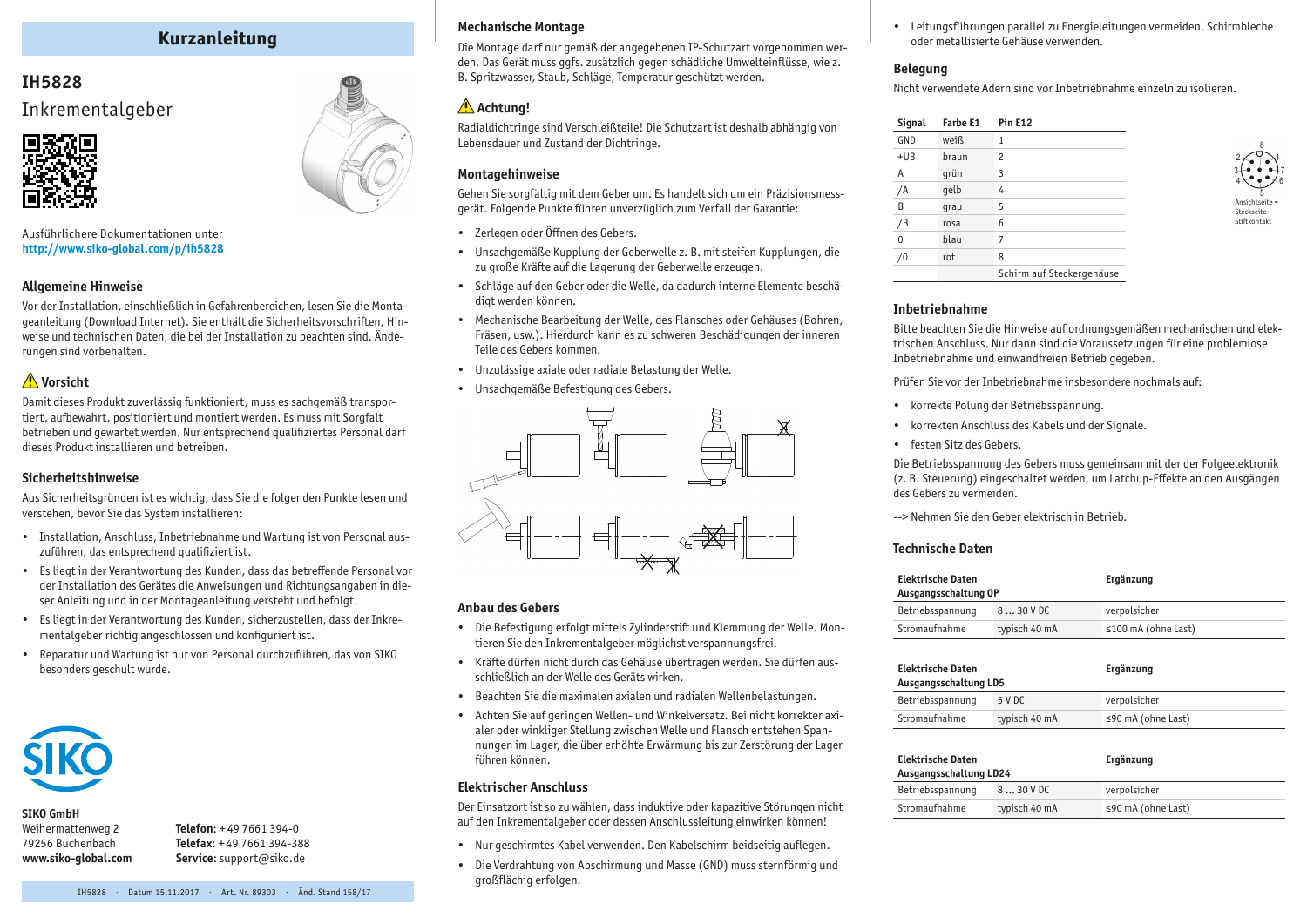# Kurzanleitung

## IH5828

Inkrementalgeber

Ausführlichere Dokumentationen unter
**http://www.siko-global.com/p/ih5828**

### Allgemeine Hinweise

Vor der Installation, einschließlich in Gefahrenbereichen, lesen Sie die Montageanleitung (Download Internet). Sie enthält die Sicherheitsvorschriften, Hinweise und technischen Daten, die bei der Installation zu beachten sind. Änderungen sind vorbehalten.

### ⚠ Vorsicht

Damit dieses Produkt zuverlässig funktioniert, muss es sachgemäß transportiert, aufbewahrt, positioniert und montiert werden. Es muss mit Sorgfalt betrieben und gewartet werden. Nur entsprechend qualifiziertes Personal darf dieses Produkt installieren und betreiben.

### Sicherheitshinweise

Aus Sicherheitsgründen ist es wichtig, dass Sie die folgenden Punkte lesen und verstehen, bevor Sie das System installieren:

- Installation, Anschluss, Inbetriebnahme und Wartung ist von Personal auszuführen, das entsprechend qualifiziert ist.
- Es liegt in der Verantwortung des Kunden, dass das betreffende Personal vor der Installation des Gerätes die Anweisungen und Richtungsangaben in dieser Anleitung und in der Montageanleitung versteht und befolgt.
- Es liegt in der Verantwortung des Kunden, sicherzustellen, dass der Inkrementalgeber richtig angeschlossen und konfiguriert ist.
- Reparatur und Wartung ist nur von Personal durchzuführen, das von SIKO besonders geschult wurde.

**SIKO GmbH**
Weihermattenweg 2
79256 Buchenbach
**www.siko-global.com**

**Telefon**: +49 7661 394-0
**Telefax**: +49 7661 394-388
**Service**: support@siko.de

IH5828 · Datum 15.11.2017 · Art. Nr. 89303 · Änd. Stand 158/17

### Mechanische Montage

Die Montage darf nur gemäß der angegebenen IP-Schutzart vorgenommen werden. Das Gerät muss ggfs. zusätzlich gegen schädliche Umwelteinflüsse, wie z. B. Spritzwasser, Staub, Schläge, Temperatur geschützt werden.

### ⚠ Achtung!

Radialdichtringe sind Verschleißteile! Die Schutzart ist deshalb abhängig von Lebensdauer und Zustand der Dichtringe.

### Montagehinweise

Gehen Sie sorgfältig mit dem Geber um. Es handelt sich um ein Präzisionsmessgerät. Folgende Punkte führen unverzüglich zum Verfall der Garantie:

- Zerlegen oder Öffnen des Gebers.
- Unsachgemäße Kupplung der Geberwelle z. B. mit steifen Kupplungen, die zu große Kräfte auf die Lagerung der Geberwelle erzeugen.
- Schläge auf den Geber oder die Welle, da dadurch interne Elemente beschädigt werden können.
- Mechanische Bearbeitung der Welle, des Flansches oder Gehäuses (Bohren, Fräsen, usw.). Hierdurch kann es zu schweren Beschädigungen der inneren Teile des Gebers kommen.
- Unzulässige axiale oder radiale Belastung der Welle.
- Unsachgemäße Befestigung des Gebers.

### Anbau des Gebers

- Die Befestigung erfolgt mittels Zylinderstift und Klemmung der Welle. Montieren Sie den Inkrementalgeber möglichst verspannungsfrei.
- Kräfte dürfen nicht durch das Gehäuse übertragen werden. Sie dürfen ausschließlich an der Welle des Geräts wirken.
- Beachten Sie die maximalen axialen und radialen Wellenbelastungen.
- Achten Sie auf geringen Wellen- und Winkelversatz. Bei nicht korrekter axialer oder winkliger Stellung zwischen Welle und Flansch entstehen Spannungen im Lager, die über erhöhte Erwärmung bis zur Zerstörung der Lager führen können.

### Elektrischer Anschluss

Der Einsatzort ist so zu wählen, dass induktive oder kapazitive Störungen nicht auf den Inkrementalgeber oder dessen Anschlussleitung einwirken können!

- Nur geschirmtes Kabel verwenden. Den Kabelschirm beidseitig auflegen.
- Die Verdrahtung von Abschirmung und Masse (GND) muss sternförmig und großflächig erfolgen.
- Leitungsführungen parallel zu Energieleitungen vermeiden. Schirmbleche oder metallisierte Gehäuse verwenden.

### Belegung

Nicht verwendete Adern sind vor Inbetriebnahme einzeln zu isolieren.

| Signal | Farbe E1 | Pin E12 |
|---|---|---|
| GND | weiß | 1 |
| +UB | braun | 2 |
| A | grün | 3 |
| /A | gelb | 4 |
| B | grau | 5 |
| /B | rosa | 6 |
| 0 | blau | 7 |
| /0 | rot | 8 |
| | | Schirm auf Steckergehäuse |

Ansichtseite = Steckseite Stiftkontakt

### Inbetriebnahme

Bitte beachten Sie die Hinweise auf ordnungsgemäßen mechanischen und elektrischen Anschluss. Nur dann sind die Voraussetzungen für eine problemlose Inbetriebnahme und einwandfreien Betrieb gegeben.

Prüfen Sie vor der Inbetriebnahme insbesondere nochmals auf:

- korrekte Polung der Betriebsspannung.
- korrekten Anschluss des Kabels und der Signale.
- festen Sitz des Gebers.

Die Betriebsspannung des Gebers muss gemeinsam mit der Folgeelektronik (z. B. Steuerung) eingeschaltet werden, um Latchup-Effekte an den Ausgängen des Gebers zu vermeiden.

--> Nehmen Sie den Geber elektrisch in Betrieb.

### Technische Daten

| Elektrische Daten Ausgangsschaltung OP | | Ergänzung |
|---|---|---|
| Betriebsspannung | 8 … 30 V DC | verpolsicher |
| Stromaufnahme | typisch 40 mA | ≤100 mA (ohne Last) |

| Elektrische Daten Ausgangsschaltung LD5 | | Ergänzung |
|---|---|---|
| Betriebsspannung | 5 V DC | verpolsicher |
| Stromaufnahme | typisch 40 mA | ≤90 mA (ohne Last) |

| Elektrische Daten Ausgangsschaltung LD24 | | Ergänzung |
|---|---|---|
| Betriebsspannung | 8 … 30 V DC | verpolsicher |
| Stromaufnahme | typisch 40 mA | ≤90 mA (ohne Last) |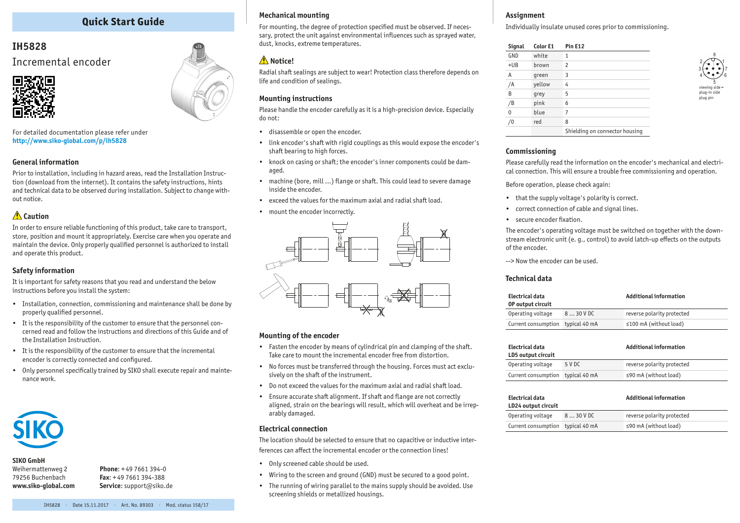## Quick Start Guide

# IH5828

Incremental encoder

For detailed documentation please refer under
**http://www.siko-global.com/p/ih5828**

### General information

Prior to installation, including in hazard areas, read the Installation Instruction (download from the internet). It contains the safety instructions, hints and technical data to be observed during installation. Subject to change without notice.

### ⚠ Caution

In order to ensure reliable functioning of this product, take care to transport, store, position and mount it appropriately. Exercise care when you operate and maintain the device. Only properly qualified personnel is authorized to install and operate this product.

### Safety information

It is important for safety reasons that you read and understand the below instructions before you install the system:

- Installation, connection, commissioning and maintenance shall be done by properly qualified personnel.
- It is the responsibility of the customer to ensure that the personnel concerned read and follow the instructions and directions of this Guide and of the Installation Instruction.
- It is the responsibility of the customer to ensure that the incremental encoder is correctly connected and configured.
- Only personnel specifically trained by SIKO shall execute repair and maintenance work.

**SIKO GmbH**
Weihermattenweg 2
79256 Buchenbach
**www.siko-global.com**

**Phone**: +49 7661 394-0
**Fax**: +49 7661 394-388
**Service**: support@siko.de

IH5828 · Date 15.11.2017 · Art. No. 89303 · Mod. status 158/17

### Mechanical mounting

For mounting, the degree of protection specified must be observed. If necessary, protect the unit against environmental influences such as sprayed water, dust, knocks, extreme temperatures.

### ⚠ Notice!

Radial shaft sealings are subject to wear! Protection class therefore depends on life and condition of sealings.

### Mounting instructions

Please handle the encoder carefully as it is a high-precision device. Especially do not:

- disassemble or open the encoder.
- link encoder's shaft with rigid couplings as this would expose the encoder's shaft bearing to high forces.
- knock on casing or shaft; the encoder's inner components could be damaged.
- machine (bore, mill ...) flange or shaft. This could lead to severe damage inside the encoder.
- exceed the values for the maximum axial and radial shaft load.
- mount the encoder incorrectly.

### Mounting of the encoder

- Fasten the encoder by means of cylindrical pin and clamping of the shaft. Take care to mount the incremental encoder free from distortion.
- No forces must be transferred through the housing. Forces must act exclusively on the shaft of the instrument.
- Do not exceed the values for the maximum axial and radial shaft load.
- Ensure accurate shaft alignment. If shaft and flange are not correctly aligned, strain on the bearings will result, which will overheat and be irreparably damaged.

### Electrical connection

The location should be selected to ensure that no capacitive or inductive interferences can affect the incremental encoder or the connection lines!

- Only screened cable should be used.
- Wiring to the screen and ground (GND) must be secured to a good point.
- The running of wiring parallel to the mains supply should be avoided. Use screening shields or metallized housings.

### Assignment

Individually insulate unused cores prior to commissioning.

| Signal | Color E1 | Pin E12 |
|---|---|---|
| GND | white | 1 |
| +UB | brown | 2 |
| A | green | 3 |
| /A | yellow | 4 |
| B | grey | 5 |
| /B | pink | 6 |
| 0 | blue | 7 |
| /0 | red | 8 |
| | | Shielding on connector housing |

viewing side = plug-in side plug pin

### Commissioning

Please carefully read the information on the encoder's mechanical and electrical connection. This will ensure a trouble free commissioning and operation.

Before operation, please check again:

- that the supply voltage's polarity is correct.
- correct connection of cable and signal lines.
- secure encoder fixation.

The encoder's operating voltage must be switched on together with the downstream electronic unit (e. g., control) to avoid latch-up effects on the outputs of the encoder.

--> Now the encoder can be used.

### Technical data

| **Electrical data OP output circuit** | | **Additional information** |
|---|---|---|
| Operating voltage | 8 ... 30 V DC | reverse polarity protected |
| Current consumption | typical 40 mA | ≤100 mA (without load) |

| **Electrical data LD5 output circuit** | | **Additional information** |
|---|---|---|
| Operating voltage | 5 V DC | reverse polarity protected |
| Current consumption | typical 40 mA | ≤90 mA (without load) |

| **Electrical data LD24 output circuit** | | **Additional information** |
|---|---|---|
| Operating voltage | 8 ... 30 V DC | reverse polarity protected |
| Current consumption | typical 40 mA | ≤90 mA (without load) |